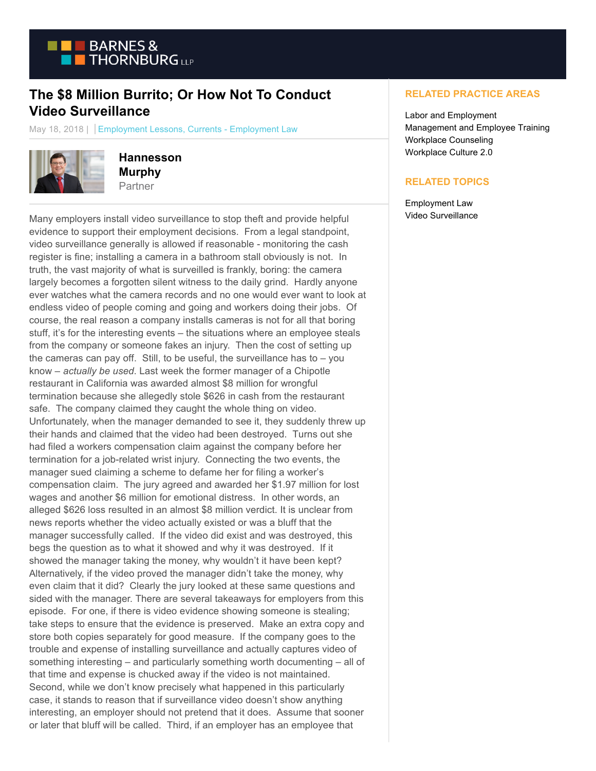# The $8 Million Burrito; Or How Not To Conduct Video Surveillance

May 18, 2018 | Employment Lessons, Currents - Employment Law

**Hannesson Murphy**
Partner

Many employers install video surveillance to stop theft and provide helpful evidence to support their employment decisions. From a legal standpoint, video surveillance generally is allowed if reasonable - monitoring the cash register is fine; installing a camera in a bathroom stall obviously is not. In truth, the vast majority of what is surveilled is frankly, boring: the camera largely becomes a forgotten silent witness to the daily grind. Hardly anyone ever watches what the camera records and no one would ever want to look at endless video of people coming and going and workers doing their jobs. Of course, the real reason a company installs cameras is not for all that boring stuff, it's for the interesting events – the situations where an employee steals from the company or someone fakes an injury. Then the cost of setting up the cameras can pay off. Still, to be useful, the surveillance has to – you know – *actually be used*. Last week the former manager of a Chipotle restaurant in California was awarded almost $8 million for wrongful termination because she allegedly stole $626 in cash from the restaurant safe. The company claimed they caught the whole thing on video. Unfortunately, when the manager demanded to see it, they suddenly threw up their hands and claimed that the video had been destroyed. Turns out she had filed a workers compensation claim against the company before her termination for a job-related wrist injury. Connecting the two events, the manager sued claiming a scheme to defame her for filing a worker's compensation claim. The jury agreed and awarded her $1.97 million for lost wages and another $6 million for emotional distress. In other words, an alleged $626 loss resulted in an almost $8 million verdict. It is unclear from news reports whether the video actually existed or was a bluff that the manager successfully called. If the video did exist and was destroyed, this begs the question as to what it showed and why it was destroyed. If it showed the manager taking the money, why wouldn't it have been kept? Alternatively, if the video proved the manager didn't take the money, why even claim that it did? Clearly the jury looked at these same questions and sided with the manager. There are several takeaways for employers from this episode. For one, if there is video evidence showing someone is stealing; take steps to ensure that the evidence is preserved. Make an extra copy and store both copies separately for good measure. If the company goes to the trouble and expense of installing surveillance and actually captures video of something interesting – and particularly something worth documenting – all of that time and expense is chucked away if the video is not maintained. Second, while we don't know precisely what happened in this particularly case, it stands to reason that if surveillance video doesn't show anything interesting, an employer should not pretend that it does. Assume that sooner or later that bluff will be called. Third, if an employer has an employee that

## RELATED PRACTICE AREAS

Labor and Employment
Management and Employee Training
Workplace Counseling
Workplace Culture 2.0

## RELATED TOPICS

Employment Law
Video Surveillance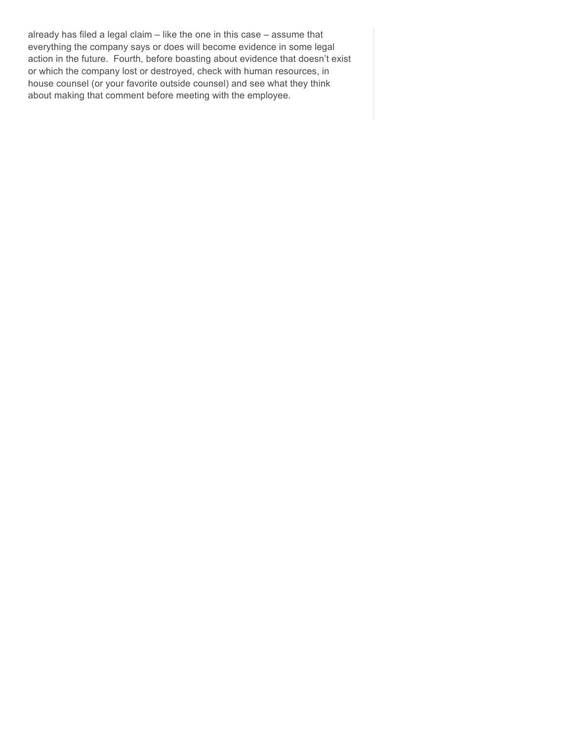already has filed a legal claim – like the one in this case – assume that everything the company says or does will become evidence in some legal action in the future.  Fourth, before boasting about evidence that doesn't exist or which the company lost or destroyed, check with human resources, in house counsel (or your favorite outside counsel) and see what they think about making that comment before meeting with the employee.